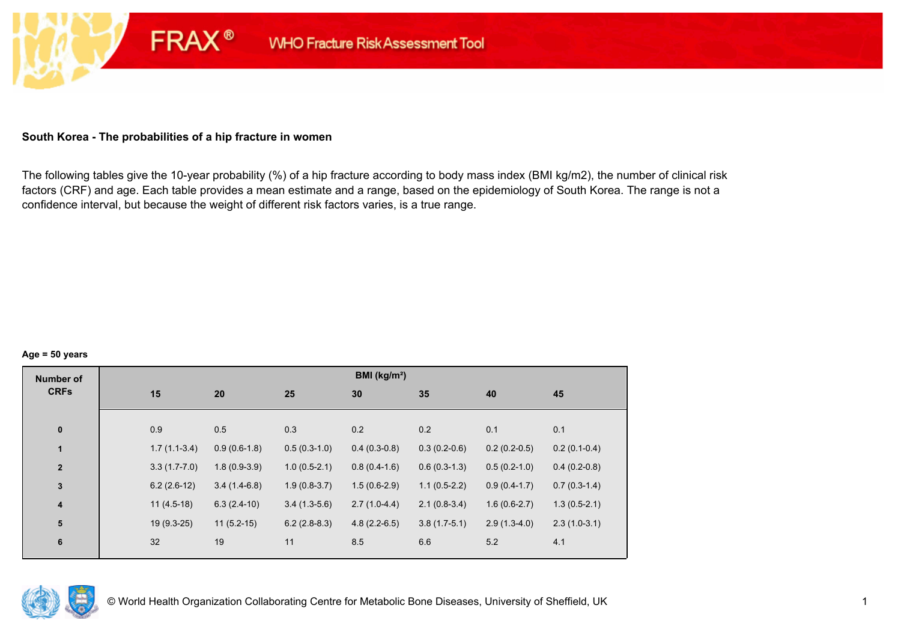FRAX® WHO Fracture Risk Assessment Tool

## South Korea - The probabilities of a hip fracture in women

The following tables give the 10-year probability (%) of a hip fracture according to body mass index (BMI kg/m2), the number of clinical risk factors (CRF) and age. Each table provides a mean estimate and a range, based on the epidemiology of South Korea. The range is not a confidence interval, but because the weight of different risk factors varies, is a true range.

**Age = 50 years**

| Number of CRFs | BMI (kg/m²) | | | | | | |
|---|---|---|---|---|---|---|---|
| | 15 | 20 | 25 | 30 | 35 | 40 | 45 |
| 0 | 0.9 | 0.5 | 0.3 | 0.2 | 0.2 | 0.1 | 0.1 |
| 1 | 1.7 (1.1-3.4) | 0.9 (0.6-1.8) | 0.5 (0.3-1.0) | 0.4 (0.3-0.8) | 0.3 (0.2-0.6) | 0.2 (0.2-0.5) | 0.2 (0.1-0.4) |
| 2 | 3.3 (1.7-7.0) | 1.8 (0.9-3.9) | 1.0 (0.5-2.1) | 0.8 (0.4-1.6) | 0.6 (0.3-1.3) | 0.5 (0.2-1.0) | 0.4 (0.2-0.8) |
| 3 | 6.2 (2.6-12) | 3.4 (1.4-6.8) | 1.9 (0.8-3.7) | 1.5 (0.6-2.9) | 1.1 (0.5-2.2) | 0.9 (0.4-1.7) | 0.7 (0.3-1.4) |
| 4 | 11 (4.5-18) | 6.3 (2.4-10) | 3.4 (1.3-5.6) | 2.7 (1.0-4.4) | 2.1 (0.8-3.4) | 1.6 (0.6-2.7) | 1.3 (0.5-2.1) |
| 5 | 19 (9.3-25) | 11 (5.2-15) | 6.2 (2.8-8.3) | 4.8 (2.2-6.5) | 3.8 (1.7-5.1) | 2.9 (1.3-4.0) | 2.3 (1.0-3.1) |
| 6 | 32 | 19 | 11 | 8.5 | 6.6 | 5.2 | 4.1 |

© World Health Organization Collaborating Centre for Metabolic Bone Diseases, University of Sheffield, UK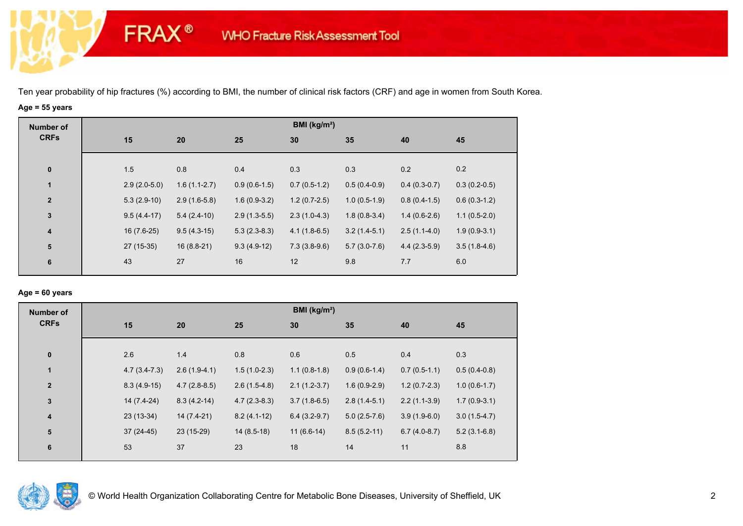FRAX® WHO Fracture Risk Assessment Tool

Ten year probability of hip fractures (%) according to BMI, the number of clinical risk factors (CRF) and age in women from South Korea.

**Age = 55 years**

| Number of CRFs | BMI (kg/m²) | | | | | | |
|---|---|---|---|---|---|---|---|
| | 15 | 20 | 25 | 30 | 35 | 40 | 45 |
| 0 | 1.5 | 0.8 | 0.4 | 0.3 | 0.3 | 0.2 | 0.2 |
| 1 | 2.9 (2.0-5.0) | 1.6 (1.1-2.7) | 0.9 (0.6-1.5) | 0.7 (0.5-1.2) | 0.5 (0.4-0.9) | 0.4 (0.3-0.7) | 0.3 (0.2-0.5) |
| 2 | 5.3 (2.9-10) | 2.9 (1.6-5.8) | 1.6 (0.9-3.2) | 1.2 (0.7-2.5) | 1.0 (0.5-1.9) | 0.8 (0.4-1.5) | 0.6 (0.3-1.2) |
| 3 | 9.5 (4.4-17) | 5.4 (2.4-10) | 2.9 (1.3-5.5) | 2.3 (1.0-4.3) | 1.8 (0.8-3.4) | 1.4 (0.6-2.6) | 1.1 (0.5-2.0) |
| 4 | 16 (7.6-25) | 9.5 (4.3-15) | 5.3 (2.3-8.3) | 4.1 (1.8-6.5) | 3.2 (1.4-5.1) | 2.5 (1.1-4.0) | 1.9 (0.9-3.1) |
| 5 | 27 (15-35) | 16 (8.8-21) | 9.3 (4.9-12) | 7.3 (3.8-9.6) | 5.7 (3.0-7.6) | 4.4 (2.3-5.9) | 3.5 (1.8-4.6) |
| 6 | 43 | 27 | 16 | 12 | 9.8 | 7.7 | 6.0 |

**Age = 60 years**

| Number of CRFs | BMI (kg/m²) | | | | | | |
|---|---|---|---|---|---|---|---|
| | 15 | 20 | 25 | 30 | 35 | 40 | 45 |
| 0 | 2.6 | 1.4 | 0.8 | 0.6 | 0.5 | 0.4 | 0.3 |
| 1 | 4.7 (3.4-7.3) | 2.6 (1.9-4.1) | 1.5 (1.0-2.3) | 1.1 (0.8-1.8) | 0.9 (0.6-1.4) | 0.7 (0.5-1.1) | 0.5 (0.4-0.8) |
| 2 | 8.3 (4.9-15) | 4.7 (2.8-8.5) | 2.6 (1.5-4.8) | 2.1 (1.2-3.7) | 1.6 (0.9-2.9) | 1.2 (0.7-2.3) | 1.0 (0.6-1.7) |
| 3 | 14 (7.4-24) | 8.3 (4.2-14) | 4.7 (2.3-8.3) | 3.7 (1.8-6.5) | 2.8 (1.4-5.1) | 2.2 (1.1-3.9) | 1.7 (0.9-3.1) |
| 4 | 23 (13-34) | 14 (7.4-21) | 8.2 (4.1-12) | 6.4 (3.2-9.7) | 5.0 (2.5-7.6) | 3.9 (1.9-6.0) | 3.0 (1.5-4.7) |
| 5 | 37 (24-45) | 23 (15-29) | 14 (8.5-18) | 11 (6.6-14) | 8.5 (5.2-11) | 6.7 (4.0-8.7) | 5.2 (3.1-6.8) |
| 6 | 53 | 37 | 23 | 18 | 14 | 11 | 8.8 |

© World Health Organization Collaborating Centre for Metabolic Bone Diseases, University of Sheffield, UK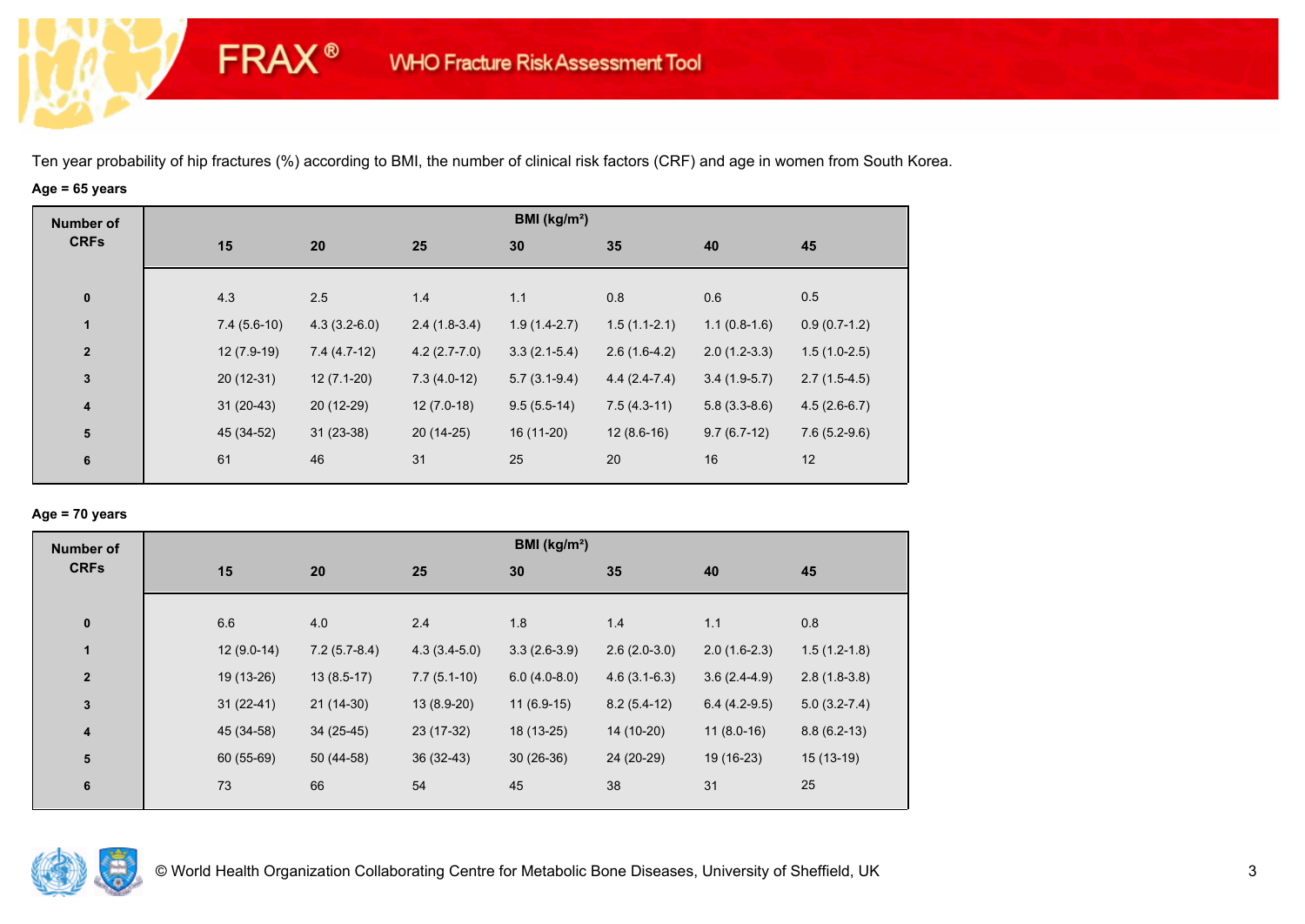Ten year probability of hip fractures (%) according to BMI, the number of clinical risk factors (CRF) and age in women from South Korea.

**Age = 65 years**

| Number of CRFs | BMI (kg/m²) | | | | | | |
|---|---|---|---|---|---|---|---|
| | 15 | 20 | 25 | 30 | 35 | 40 | 45 |
| 0 | 4.3 | 2.5 | 1.4 | 1.1 | 0.8 | 0.6 | 0.5 |
| 1 | 7.4 (5.6-10) | 4.3 (3.2-6.0) | 2.4 (1.8-3.4) | 1.9 (1.4-2.7) | 1.5 (1.1-2.1) | 1.1 (0.8-1.6) | 0.9 (0.7-1.2) |
| 2 | 12 (7.9-19) | 7.4 (4.7-12) | 4.2 (2.7-7.0) | 3.3 (2.1-5.4) | 2.6 (1.6-4.2) | 2.0 (1.2-3.3) | 1.5 (1.0-2.5) |
| 3 | 20 (12-31) | 12 (7.1-20) | 7.3 (4.0-12) | 5.7 (3.1-9.4) | 4.4 (2.4-7.4) | 3.4 (1.9-5.7) | 2.7 (1.5-4.5) |
| 4 | 31 (20-43) | 20 (12-29) | 12 (7.0-18) | 9.5 (5.5-14) | 7.5 (4.3-11) | 5.8 (3.3-8.6) | 4.5 (2.6-6.7) |
| 5 | 45 (34-52) | 31 (23-38) | 20 (14-25) | 16 (11-20) | 12 (8.6-16) | 9.7 (6.7-12) | 7.6 (5.2-9.6) |
| 6 | 61 | 46 | 31 | 25 | 20 | 16 | 12 |

**Age = 70 years**

| Number of CRFs | BMI (kg/m²) | | | | | | |
|---|---|---|---|---|---|---|---|
| | 15 | 20 | 25 | 30 | 35 | 40 | 45 |
| 0 | 6.6 | 4.0 | 2.4 | 1.8 | 1.4 | 1.1 | 0.8 |
| 1 | 12 (9.0-14) | 7.2 (5.7-8.4) | 4.3 (3.4-5.0) | 3.3 (2.6-3.9) | 2.6 (2.0-3.0) | 2.0 (1.6-2.3) | 1.5 (1.2-1.8) |
| 2 | 19 (13-26) | 13 (8.5-17) | 7.7 (5.1-10) | 6.0 (4.0-8.0) | 4.6 (3.1-6.3) | 3.6 (2.4-4.9) | 2.8 (1.8-3.8) |
| 3 | 31 (22-41) | 21 (14-30) | 13 (8.9-20) | 11 (6.9-15) | 8.2 (5.4-12) | 6.4 (4.2-9.5) | 5.0 (3.2-7.4) |
| 4 | 45 (34-58) | 34 (25-45) | 23 (17-32) | 18 (13-25) | 14 (10-20) | 11 (8.0-16) | 8.8 (6.2-13) |
| 5 | 60 (55-69) | 50 (44-58) | 36 (32-43) | 30 (26-36) | 24 (20-29) | 19 (16-23) | 15 (13-19) |
| 6 | 73 | 66 | 54 | 45 | 38 | 31 | 25 |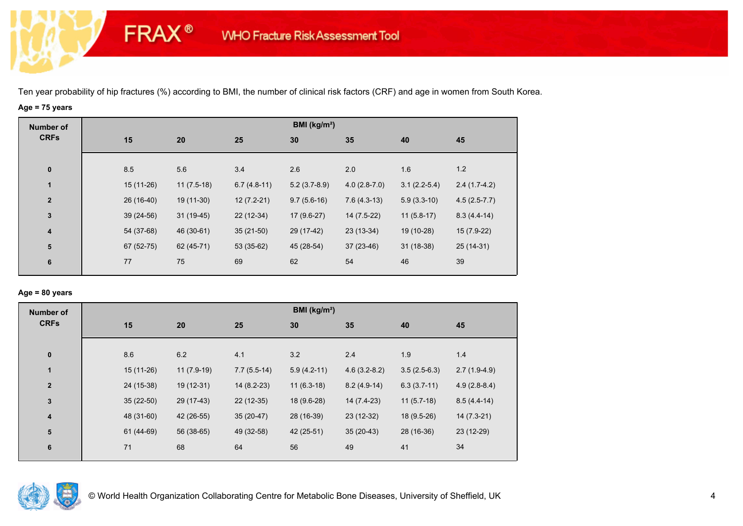FRAX® WHO Fracture Risk Assessment Tool

Ten year probability of hip fractures (%) according to BMI, the number of clinical risk factors (CRF) and age in women from South Korea.

**Age = 75 years**

| Number of CRFs | BMI (kg/m²) | | | | | | |
|---|---|---|---|---|---|---|---|
| | 15 | 20 | 25 | 30 | 35 | 40 | 45 |
| 0 | 8.5 | 5.6 | 3.4 | 2.6 | 2.0 | 1.6 | 1.2 |
| 1 | 15 (11-26) | 11 (7.5-18) | 6.7 (4.8-11) | 5.2 (3.7-8.9) | 4.0 (2.8-7.0) | 3.1 (2.2-5.4) | 2.4 (1.7-4.2) |
| 2 | 26 (16-40) | 19 (11-30) | 12 (7.2-21) | 9.7 (5.6-16) | 7.6 (4.3-13) | 5.9 (3.3-10) | 4.5 (2.5-7.7) |
| 3 | 39 (24-56) | 31 (19-45) | 22 (12-34) | 17 (9.6-27) | 14 (7.5-22) | 11 (5.8-17) | 8.3 (4.4-14) |
| 4 | 54 (37-68) | 46 (30-61) | 35 (21-50) | 29 (17-42) | 23 (13-34) | 19 (10-28) | 15 (7.9-22) |
| 5 | 67 (52-75) | 62 (45-71) | 53 (35-62) | 45 (28-54) | 37 (23-46) | 31 (18-38) | 25 (14-31) |
| 6 | 77 | 75 | 69 | 62 | 54 | 46 | 39 |

**Age = 80 years**

| Number of CRFs | BMI (kg/m²) | | | | | | |
|---|---|---|---|---|---|---|---|
| | 15 | 20 | 25 | 30 | 35 | 40 | 45 |
| 0 | 8.6 | 6.2 | 4.1 | 3.2 | 2.4 | 1.9 | 1.4 |
| 1 | 15 (11-26) | 11 (7.9-19) | 7.7 (5.5-14) | 5.9 (4.2-11) | 4.6 (3.2-8.2) | 3.5 (2.5-6.3) | 2.7 (1.9-4.9) |
| 2 | 24 (15-38) | 19 (12-31) | 14 (8.2-23) | 11 (6.3-18) | 8.2 (4.9-14) | 6.3 (3.7-11) | 4.9 (2.8-8.4) |
| 3 | 35 (22-50) | 29 (17-43) | 22 (12-35) | 18 (9.6-28) | 14 (7.4-23) | 11 (5.7-18) | 8.5 (4.4-14) |
| 4 | 48 (31-60) | 42 (26-55) | 35 (20-47) | 28 (16-39) | 23 (12-32) | 18 (9.5-26) | 14 (7.3-21) |
| 5 | 61 (44-69) | 56 (38-65) | 49 (32-58) | 42 (25-51) | 35 (20-43) | 28 (16-36) | 23 (12-29) |
| 6 | 71 | 68 | 64 | 56 | 49 | 41 | 34 |

© World Health Organization Collaborating Centre for Metabolic Bone Diseases, University of Sheffield, UK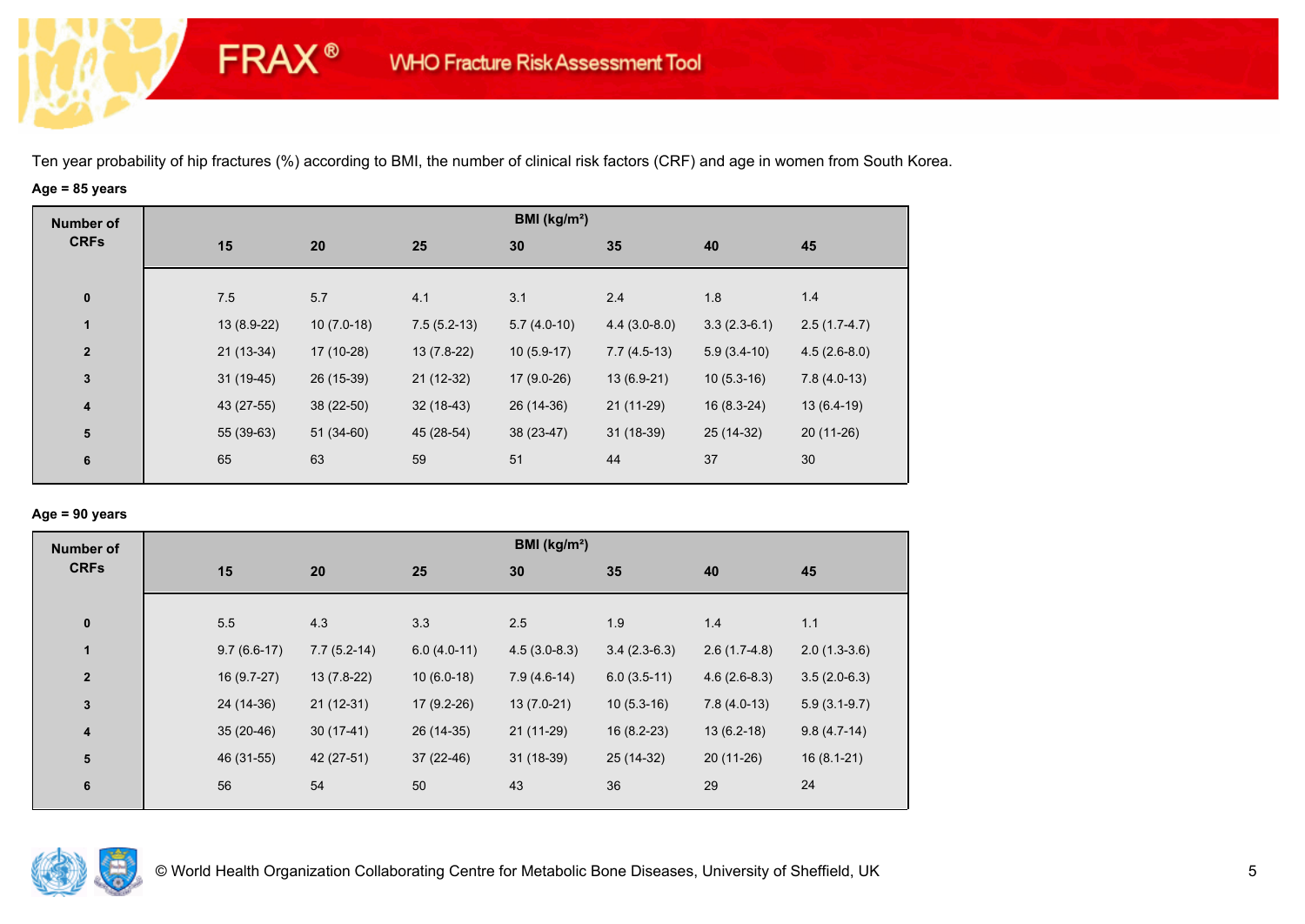FRAX® WHO Fracture Risk Assessment Tool

Ten year probability of hip fractures (%) according to BMI, the number of clinical risk factors (CRF) and age in women from South Korea.

**Age = 85 years**

| Number of CRFs | BMI (kg/m²) | | | | | | |
|---|---|---|---|---|---|---|---|
| | 15 | 20 | 25 | 30 | 35 | 40 | 45 |
| 0 | 7.5 | 5.7 | 4.1 | 3.1 | 2.4 | 1.8 | 1.4 |
| 1 | 13 (8.9-22) | 10 (7.0-18) | 7.5 (5.2-13) | 5.7 (4.0-10) | 4.4 (3.0-8.0) | 3.3 (2.3-6.1) | 2.5 (1.7-4.7) |
| 2 | 21 (13-34) | 17 (10-28) | 13 (7.8-22) | 10 (5.9-17) | 7.7 (4.5-13) | 5.9 (3.4-10) | 4.5 (2.6-8.0) |
| 3 | 31 (19-45) | 26 (15-39) | 21 (12-32) | 17 (9.0-26) | 13 (6.9-21) | 10 (5.3-16) | 7.8 (4.0-13) |
| 4 | 43 (27-55) | 38 (22-50) | 32 (18-43) | 26 (14-36) | 21 (11-29) | 16 (8.3-24) | 13 (6.4-19) |
| 5 | 55 (39-63) | 51 (34-60) | 45 (28-54) | 38 (23-47) | 31 (18-39) | 25 (14-32) | 20 (11-26) |
| 6 | 65 | 63 | 59 | 51 | 44 | 37 | 30 |

**Age = 90 years**

| Number of CRFs | BMI (kg/m²) | | | | | | |
|---|---|---|---|---|---|---|---|
| | 15 | 20 | 25 | 30 | 35 | 40 | 45 |
| 0 | 5.5 | 4.3 | 3.3 | 2.5 | 1.9 | 1.4 | 1.1 |
| 1 | 9.7 (6.6-17) | 7.7 (5.2-14) | 6.0 (4.0-11) | 4.5 (3.0-8.3) | 3.4 (2.3-6.3) | 2.6 (1.7-4.8) | 2.0 (1.3-3.6) |
| 2 | 16 (9.7-27) | 13 (7.8-22) | 10 (6.0-18) | 7.9 (4.6-14) | 6.0 (3.5-11) | 4.6 (2.6-8.3) | 3.5 (2.0-6.3) |
| 3 | 24 (14-36) | 21 (12-31) | 17 (9.2-26) | 13 (7.0-21) | 10 (5.3-16) | 7.8 (4.0-13) | 5.9 (3.1-9.7) |
| 4 | 35 (20-46) | 30 (17-41) | 26 (14-35) | 21 (11-29) | 16 (8.2-23) | 13 (6.2-18) | 9.8 (4.7-14) |
| 5 | 46 (31-55) | 42 (27-51) | 37 (22-46) | 31 (18-39) | 25 (14-32) | 20 (11-26) | 16 (8.1-21) |
| 6 | 56 | 54 | 50 | 43 | 36 | 29 | 24 |

© World Health Organization Collaborating Centre for Metabolic Bone Diseases, University of Sheffield, UK